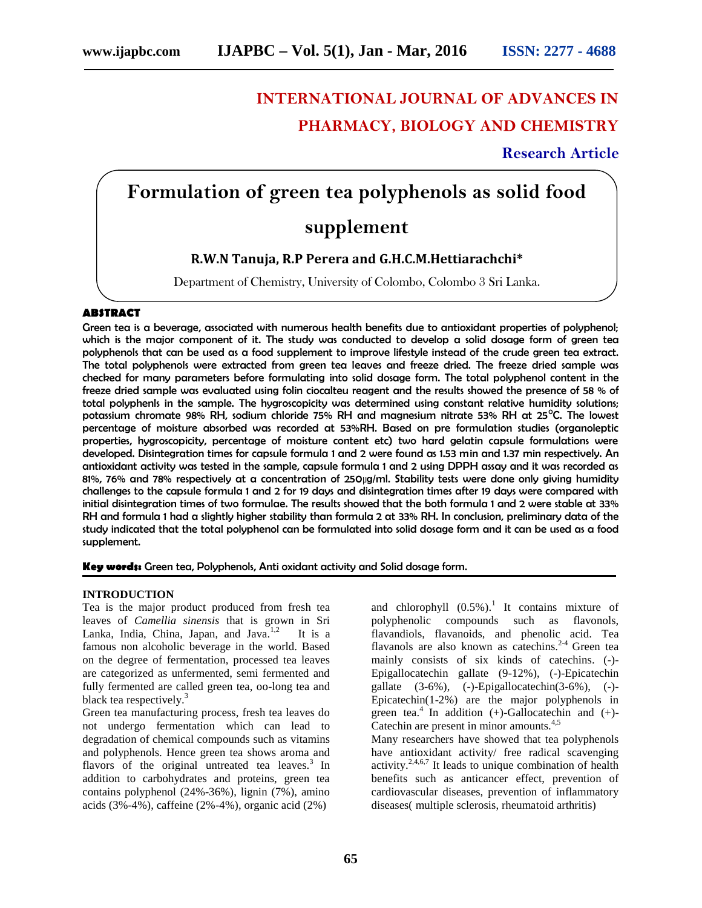# INTERNATIONAL JOURNAL OF ADVANCES IN PHARMACY, BIOLOGY AND CHEMISTRY

**Research Article**

# Formulation of green tea polyphenols as solid food supplement

**R.W.N Tanuja, R.P Perera and G.H.C.M.Hettiarachchi***

Department of Chemistry, University of Colombo, Colombo 3 Sri Lanka.

## ABSTRACT

Green tea is a beverage, associated with numerous health benefits due to antioxidant properties of polyphenol; which is the major component of it. The study was conducted to develop a solid dosage form of green tea polyphenols that can be used as a food supplement to improve lifestyle instead of the crude green tea extract. The total polyphenols were extracted from green tea leaves and freeze dried. The freeze dried sample was checked for many parameters before formulating into solid dosage form. The total polyphenol content in the freeze dried sample was evaluated using folin ciocalteu reagent and the results showed the presence of 58 % of total polyphenls in the sample. The hygroscopicity was determined using constant relative humidity solutions; potassium chromate 98% RH, sodium chloride 75% RH and magnesium nitrate 53% RH at 25°C. The lowest percentage of moisture absorbed was recorded at 53%RH. Based on pre formulation studies (organoleptic properties, hygroscopicity, percentage of moisture content etc) two hard gelatin capsule formulations were developed. Disintegration times for capsule formula 1 and 2 were found as 1.53 min and 1.37 min respectively. An antioxidant activity was tested in the sample, capsule formula 1 and 2 using DPPH assay and it was recorded as 81%, 76% and 78% respectively at a concentration of 250µg/ml. Stability tests were done only giving humidity challenges to the capsule formula 1 and 2 for 19 days and disintegration times after 19 days were compared with initial disintegration times of two formulae. The results showed that the both formula 1 and 2 were stable at 33% RH and formula 1 had a slightly higher stability than formula 2 at 33% RH. In conclusion, preliminary data of the study indicated that the total polyphenol can be formulated into solid dosage form and it can be used as a food supplement.

**Key words:** Green tea, Polyphenols, Anti oxidant activity and Solid dosage form.

## INTRODUCTION

Tea is the major product produced from fresh tea leaves of *Camellia sinensis* that is grown in Sri Lanka, India, China, Japan, and Java.[1,2] It is a famous non alcoholic beverage in the world. Based on the degree of fermentation, processed tea leaves are categorized as unfermented, semi fermented and fully fermented are called green tea, oo-long tea and black tea respectively.[3]

Green tea manufacturing process, fresh tea leaves do not undergo fermentation which can lead to degradation of chemical compounds such as vitamins and polyphenols. Hence green tea shows aroma and flavors of the original untreated tea leaves.[3] In addition to carbohydrates and proteins, green tea contains polyphenol (24%-36%), lignin (7%), amino acids (3%-4%), caffeine (2%-4%), organic acid (2%) and chlorophyll (0.5%).[1] It contains mixture of polyphenolic compounds such as flavonols, flavandiols, flavanoids, and phenolic acid. Tea flavanols are also known as catechins.[2-4] Green tea mainly consists of six kinds of catechins. (-)-Epigallocatechin gallate (9-12%), (-)-Epicatechin gallate (3-6%), (-)-Epigallocatechin(3-6%), (-)-Epicatechin(1-2%) are the major polyphenols in green tea.[4] In addition (+)-Gallocatechin and (+)-Catechin are present in minor amounts.[4,5]

Many researchers have showed that tea polyphenols have antioxidant activity/ free radical scavenging activity.[2,4,6,7] It leads to unique combination of health benefits such as anticancer effect, prevention of cardiovascular diseases, prevention of inflammatory diseases( multiple sclerosis, rheumatoid arthritis)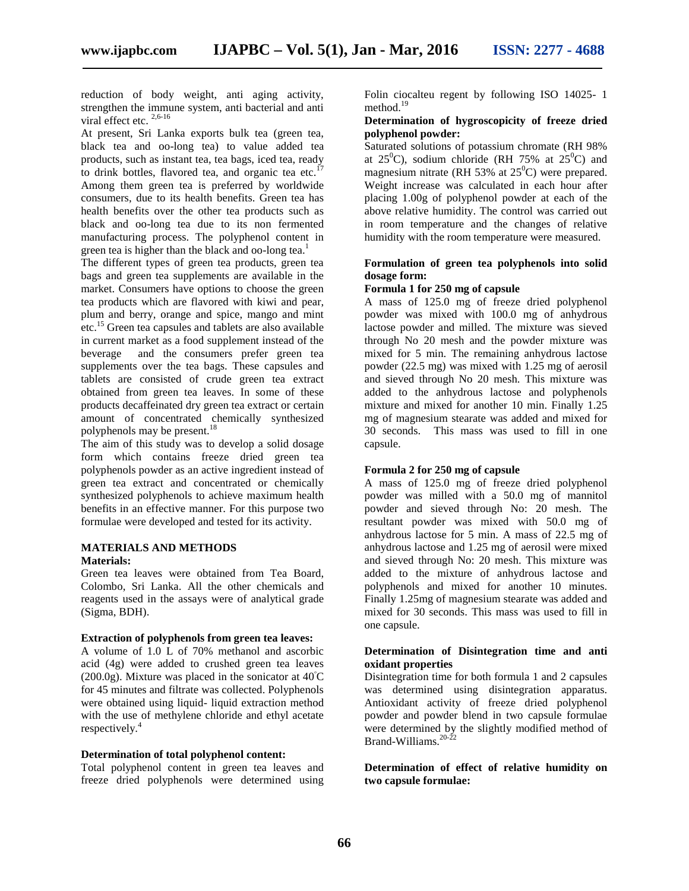reduction of body weight, anti aging activity, strengthen the immune system, anti bacterial and anti viral effect etc. [2,6-16]

At present, Sri Lanka exports bulk tea (green tea, black tea and oo-long tea) to value added tea products, such as instant tea, tea bags, iced tea, ready to drink bottles, flavored tea, and organic tea etc.[17] Among them green tea is preferred by worldwide consumers, due to its health benefits. Green tea has health benefits over the other tea products such as black and oo-long tea due to its non fermented manufacturing process. The polyphenol content in green tea is higher than the black and oo-long tea.[1]

The different types of green tea products, green tea bags and green tea supplements are available in the market. Consumers have options to choose the green tea products which are flavored with kiwi and pear, plum and berry, orange and spice, mango and mint etc.[15] Green tea capsules and tablets are also available in current market as a food supplement instead of the beverage and the consumers prefer green tea supplements over the tea bags. These capsules and tablets are consisted of crude green tea extract obtained from green tea leaves. In some of these products decaffeinated dry green tea extract or certain amount of concentrated chemically synthesized polyphenols may be present.[18]

The aim of this study was to develop a solid dosage form which contains freeze dried green tea polyphenols powder as an active ingredient instead of green tea extract and concentrated or chemically synthesized polyphenols to achieve maximum health benefits in an effective manner. For this purpose two formulae were developed and tested for its activity.

## MATERIALS AND METHODS

### Materials:

Green tea leaves were obtained from Tea Board, Colombo, Sri Lanka. All the other chemicals and reagents used in the assays were of analytical grade (Sigma, BDH).

### Extraction of polyphenols from green tea leaves:

A volume of 1.0 L of 70% methanol and ascorbic acid (4g) were added to crushed green tea leaves (200.0g). Mixture was placed in the sonicator at 40°C for 45 minutes and filtrate was collected. Polyphenols were obtained using liquid- liquid extraction method with the use of methylene chloride and ethyl acetate respectively.[4]

### Determination of total polyphenol content:

Total polyphenol content in green tea leaves and freeze dried polyphenols were determined using Folin ciocalteu regent by following ISO 14025- 1 method.[19]

### Determination of hygroscopicity of freeze dried polyphenol powder:

Saturated solutions of potassium chromate (RH 98% at 25°C), sodium chloride (RH 75% at 25°C) and magnesium nitrate (RH 53% at 25°C) were prepared. Weight increase was calculated in each hour after placing 1.00g of polyphenol powder at each of the above relative humidity. The control was carried out in room temperature and the changes of relative humidity with the room temperature were measured.

### Formulation of green tea polyphenols into solid dosage form:

**Formula 1 for 250 mg of capsule**

A mass of 125.0 mg of freeze dried polyphenol powder was mixed with 100.0 mg of anhydrous lactose powder and milled. The mixture was sieved through No 20 mesh and the powder mixture was mixed for 5 min. The remaining anhydrous lactose powder (22.5 mg) was mixed with 1.25 mg of aerosil and sieved through No 20 mesh. This mixture was added to the anhydrous lactose and polyphenols mixture and mixed for another 10 min. Finally 1.25 mg of magnesium stearate was added and mixed for 30 seconds. This mass was used to fill in one capsule.

**Formula 2 for 250 mg of capsule**

A mass of 125.0 mg of freeze dried polyphenol powder was milled with a 50.0 mg of mannitol powder and sieved through No: 20 mesh. The resultant powder was mixed with 50.0 mg of anhydrous lactose for 5 min. A mass of 22.5 mg of anhydrous lactose and 1.25 mg of aerosil were mixed and sieved through No: 20 mesh. This mixture was added to the mixture of anhydrous lactose and polyphenols and mixed for another 10 minutes. Finally 1.25mg of magnesium stearate was added and mixed for 30 seconds. This mass was used to fill in one capsule.

### Determination of Disintegration time and anti oxidant properties

Disintegration time for both formula 1 and 2 capsules was determined using disintegration apparatus. Antioxidant activity of freeze dried polyphenol powder and powder blend in two capsule formulae were determined by the slightly modified method of Brand-Williams.[20-22]

### Determination of effect of relative humidity on two capsule formulae: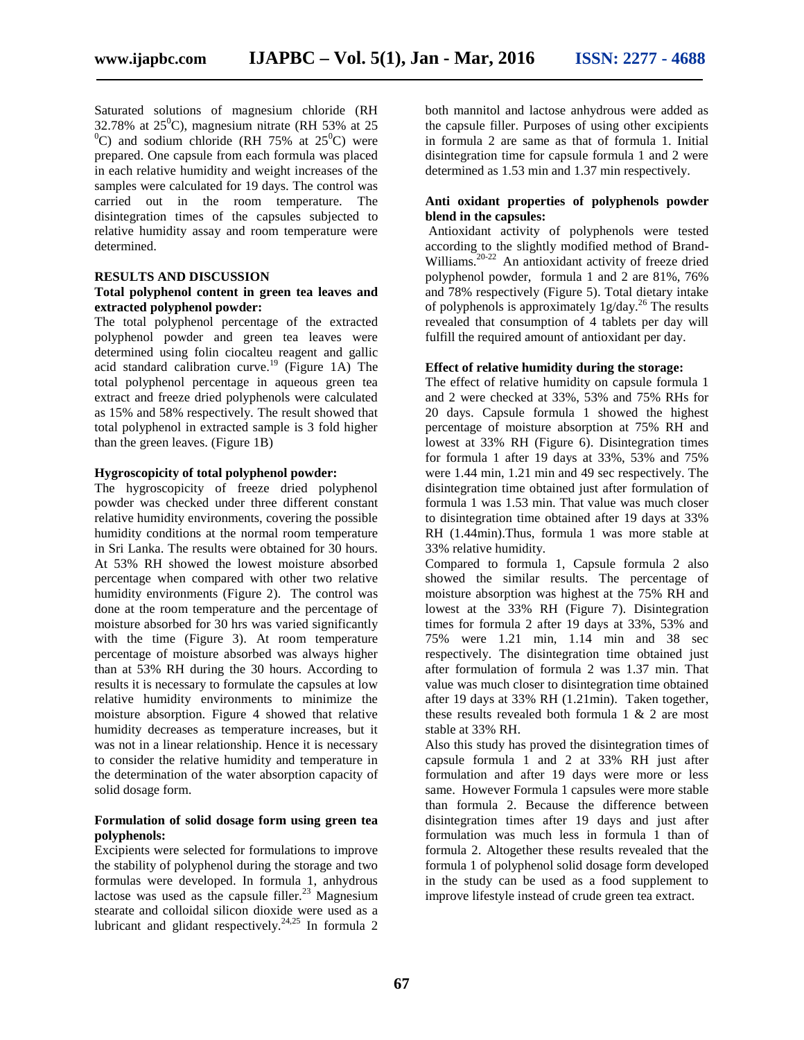Saturated solutions of magnesium chloride (RH 32.78% at 25$^0$C), magnesium nitrate (RH 53% at 25 $^0$C) and sodium chloride (RH 75% at 25$^0$C) were prepared. One capsule from each formula was placed in each relative humidity and weight increases of the samples were calculated for 19 days. The control was carried out in the room temperature. The disintegration times of the capsules subjected to relative humidity assay and room temperature were determined.

## RESULTS AND DISCUSSION

### Total polyphenol content in green tea leaves and extracted polyphenol powder:

The total polyphenol percentage of the extracted polyphenol powder and green tea leaves were determined using folin ciocalteu reagent and gallic acid standard calibration curve.[19] (Figure 1A) The total polyphenol percentage in aqueous green tea extract and freeze dried polyphenols were calculated as 15% and 58% respectively. The result showed that total polyphenol in extracted sample is 3 fold higher than the green leaves. (Figure 1B)

### Hygroscopicity of total polyphenol powder:

The hygroscopicity of freeze dried polyphenol powder was checked under three different constant relative humidity environments, covering the possible humidity conditions at the normal room temperature in Sri Lanka. The results were obtained for 30 hours. At 53% RH showed the lowest moisture absorbed percentage when compared with other two relative humidity environments (Figure 2). The control was done at the room temperature and the percentage of moisture absorbed for 30 hrs was varied significantly with the time (Figure 3). At room temperature percentage of moisture absorbed was always higher than at 53% RH during the 30 hours. According to results it is necessary to formulate the capsules at low relative humidity environments to minimize the moisture absorption. Figure 4 showed that relative humidity decreases as temperature increases, but it was not in a linear relationship. Hence it is necessary to consider the relative humidity and temperature in the determination of the water absorption capacity of solid dosage form.

### Formulation of solid dosage form using green tea polyphenols:

Excipients were selected for formulations to improve the stability of polyphenol during the storage and two formulas were developed. In formula 1, anhydrous lactose was used as the capsule filler.[23] Magnesium stearate and colloidal silicon dioxide were used as a lubricant and glidant respectively.[24,25] In formula 2 both mannitol and lactose anhydrous were added as the capsule filler. Purposes of using other excipients in formula 2 are same as that of formula 1. Initial disintegration time for capsule formula 1 and 2 were determined as 1.53 min and 1.37 min respectively.

### Anti oxidant properties of polyphenols powder blend in the capsules:

Antioxidant activity of polyphenols were tested according to the slightly modified method of Brand-Williams.[20-22] An antioxidant activity of freeze dried polyphenol powder, formula 1 and 2 are 81%, 76% and 78% respectively (Figure 5). Total dietary intake of polyphenols is approximately 1g/day.[26] The results revealed that consumption of 4 tablets per day will fulfill the required amount of antioxidant per day.

### Effect of relative humidity during the storage:

The effect of relative humidity on capsule formula 1 and 2 were checked at 33%, 53% and 75% RHs for 20 days. Capsule formula 1 showed the highest percentage of moisture absorption at 75% RH and lowest at 33% RH (Figure 6). Disintegration times for formula 1 after 19 days at 33%, 53% and 75% were 1.44 min, 1.21 min and 49 sec respectively. The disintegration time obtained just after formulation of formula 1 was 1.53 min. That value was much closer to disintegration time obtained after 19 days at 33% RH (1.44min).Thus, formula 1 was more stable at 33% relative humidity.

Compared to formula 1, Capsule formula 2 also showed the similar results. The percentage of moisture absorption was highest at the 75% RH and lowest at the 33% RH (Figure 7). Disintegration times for formula 2 after 19 days at 33%, 53% and 75% were 1.21 min, 1.14 min and 38 sec respectively. The disintegration time obtained just after formulation of formula 2 was 1.37 min. That value was much closer to disintegration time obtained after 19 days at 33% RH (1.21min). Taken together, these results revealed both formula 1 & 2 are most stable at 33% RH.

Also this study has proved the disintegration times of capsule formula 1 and 2 at 33% RH just after formulation and after 19 days were more or less same. However Formula 1 capsules were more stable than formula 2. Because the difference between disintegration times after 19 days and just after formulation was much less in formula 1 than of formula 2. Altogether these results revealed that the formula 1 of polyphenol solid dosage form developed in the study can be used as a food supplement to improve lifestyle instead of crude green tea extract.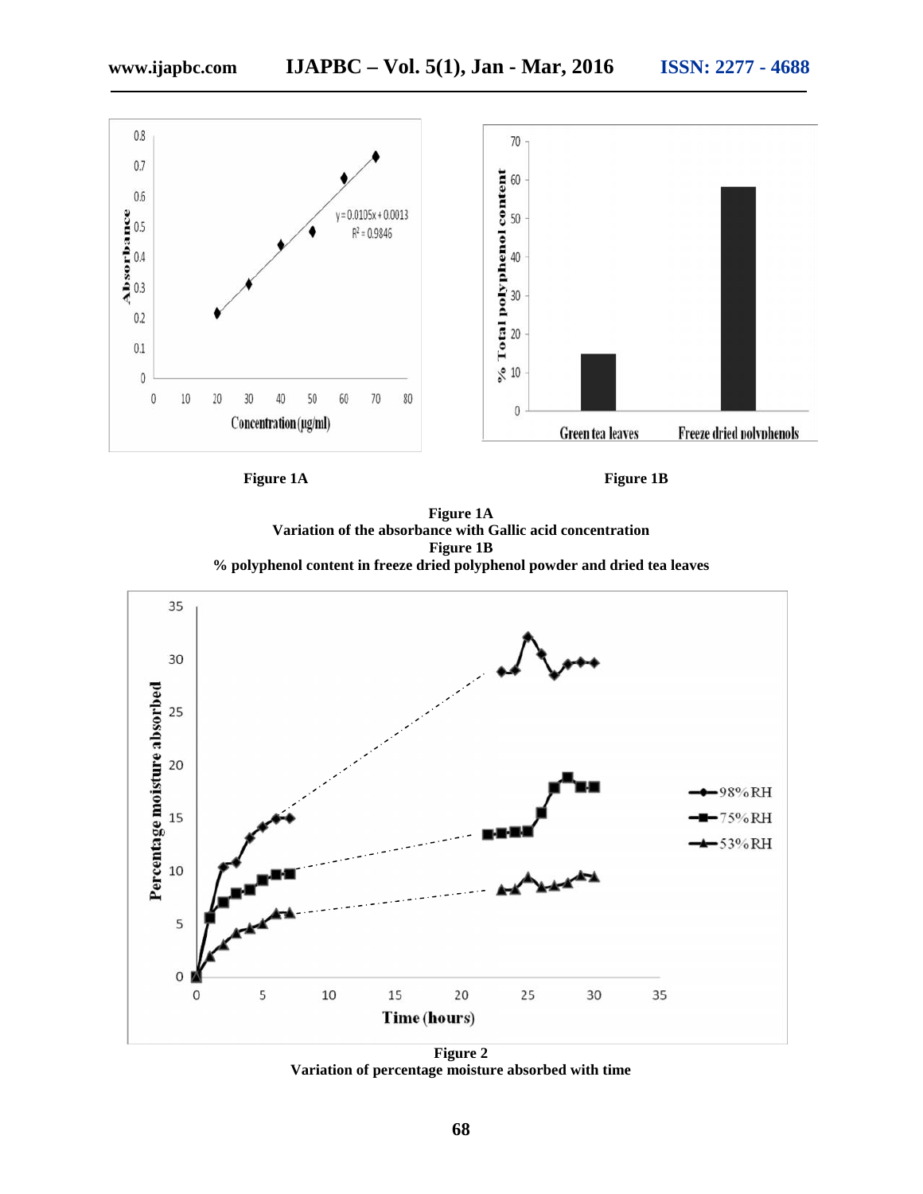**Figure 1A**

**Figure 1B**

**Figure 1A**
**Variation of the absorbance with Gallic acid concentration**
**Figure 1B**
**% polyphenol content in freeze dried polyphenol powder and dried tea leaves**

**Figure 2**
**Variation of percentage moisture absorbed with time**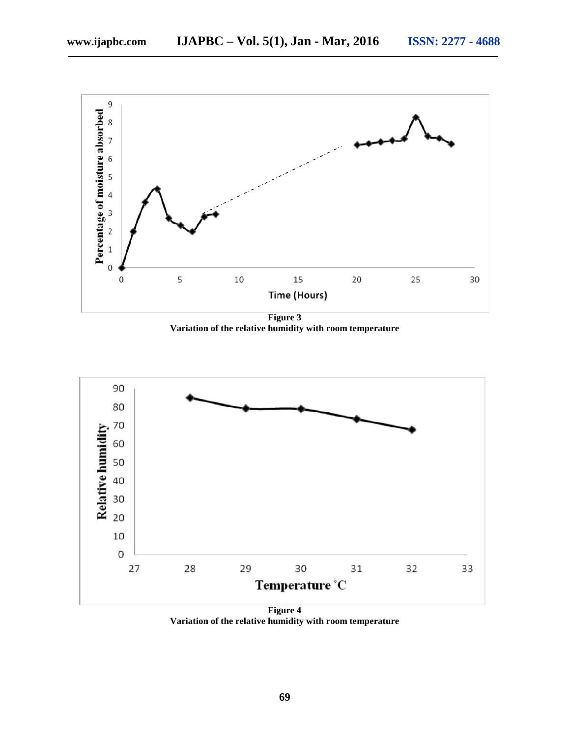**Figure 3**
**Variation of the relative humidity with room temperature**

**Figure 4**
**Variation of the relative humidity with room temperature**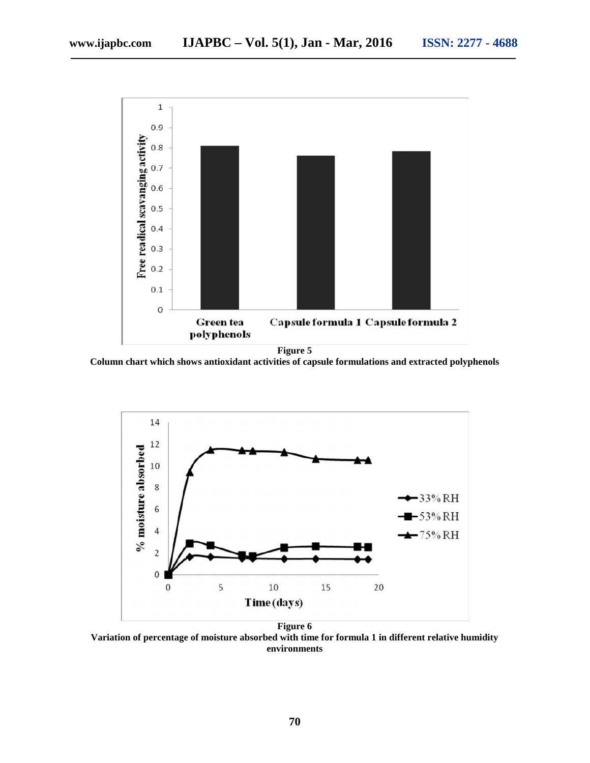**Figure 5**

**Column chart which shows antioxidant activities of capsule formulations and extracted polyphenols**

**Figure 6**

**Variation of percentage of moisture absorbed with time for formula 1 in different relative humidity environments**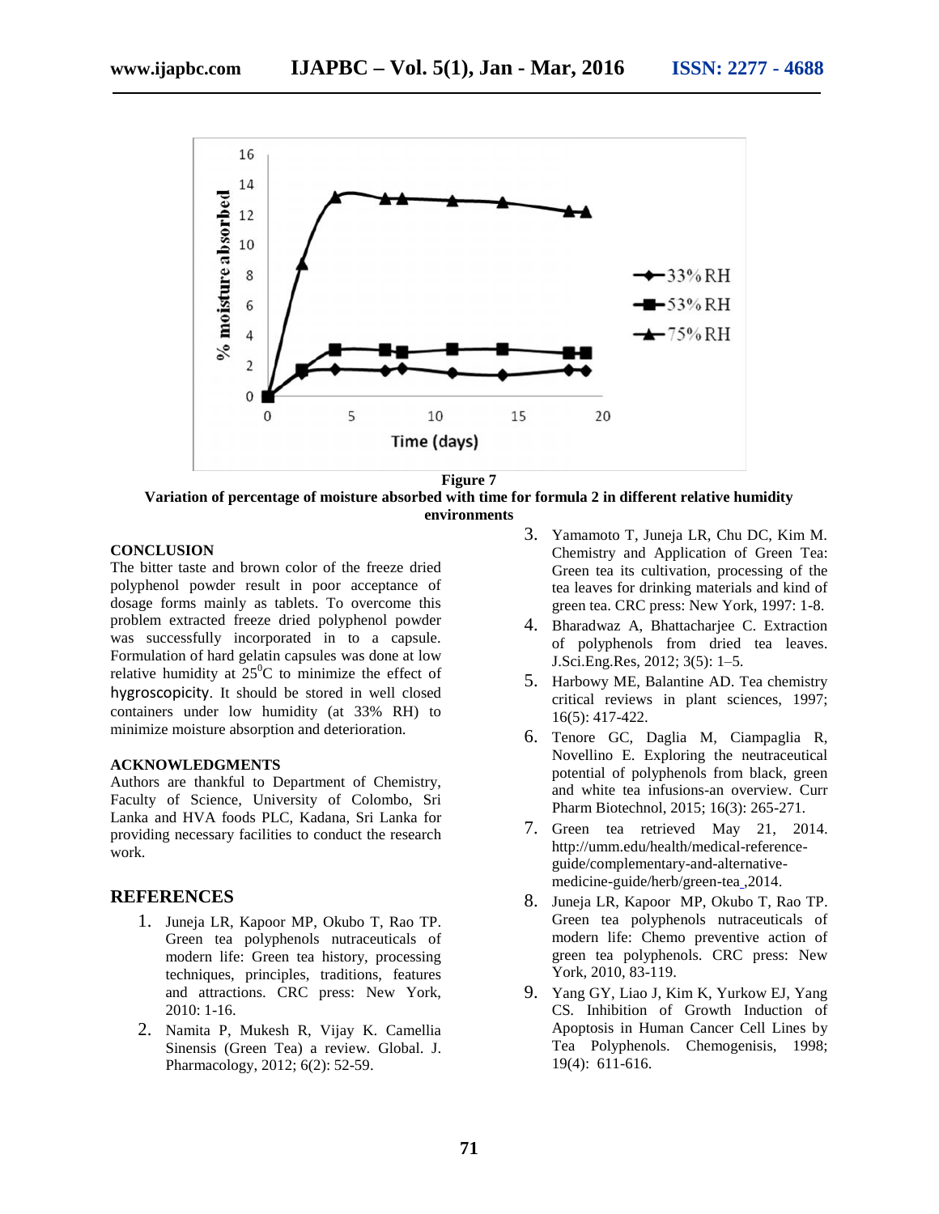**Figure 7**

**Variation of percentage of moisture absorbed with time for formula 2 in different relative humidity environments**

## CONCLUSION

The bitter taste and brown color of the freeze dried polyphenol powder result in poor acceptance of dosage forms mainly as tablets. To overcome this problem extracted freeze dried polyphenol powder was successfully incorporated in to a capsule. Formulation of hard gelatin capsules was done at low relative humidity at $25^0$C to minimize the effect of hygroscopicity. It should be stored in well closed containers under low humidity (at 33% RH) to minimize moisture absorption and deterioration.

## ACKNOWLEDGMENTS

Authors are thankful to Department of Chemistry, Faculty of Science, University of Colombo, Sri Lanka and HVA foods PLC, Kadana, Sri Lanka for providing necessary facilities to conduct the research work.

## REFERENCES

1. Juneja LR, Kapoor MP, Okubo T, Rao TP. Green tea polyphenols nutraceuticals of modern life: Green tea history, processing techniques, principles, traditions, features and attractions. CRC press: New York, 2010: 1-16.
2. Namita P, Mukesh R, Vijay K. Camellia Sinensis (Green Tea) a review. Global. J. Pharmacology, 2012; 6(2): 52-59.
3. Yamamoto T, Juneja LR, Chu DC, Kim M. Chemistry and Application of Green Tea: Green tea its cultivation, processing of the tea leaves for drinking materials and kind of green tea. CRC press: New York, 1997: 1-8.
4. Bharadwaz A, Bhattacharjee C. Extraction of polyphenols from dried tea leaves. J.Sci.Eng.Res, 2012; 3(5): 1–5.
5. Harbowy ME, Balantine AD. Tea chemistry critical reviews in plant sciences, 1997; 16(5): 417-422.
6. Tenore GC, Daglia M, Ciampaglia R, Novellino E. Exploring the neutraceutical potential of polyphenols from black, green and white tea infusions-an overview. Curr Pharm Biotechnol, 2015; 16(3): 265-271.
7. Green tea retrieved May 21, 2014. http://umm.edu/health/medical-reference-guide/complementary-and-alternative-medicine-guide/herb/green-tea_,2014.
8. Juneja LR, Kapoor MP, Okubo T, Rao TP. Green tea polyphenols nutraceuticals of modern life: Chemo preventive action of green tea polyphenols. CRC press: New York, 2010, 83-119.
9. Yang GY, Liao J, Kim K, Yurkow EJ, Yang CS. Inhibition of Growth Induction of Apoptosis in Human Cancer Cell Lines by Tea Polyphenols. Chemogenisis, 1998; 19(4): 611-616.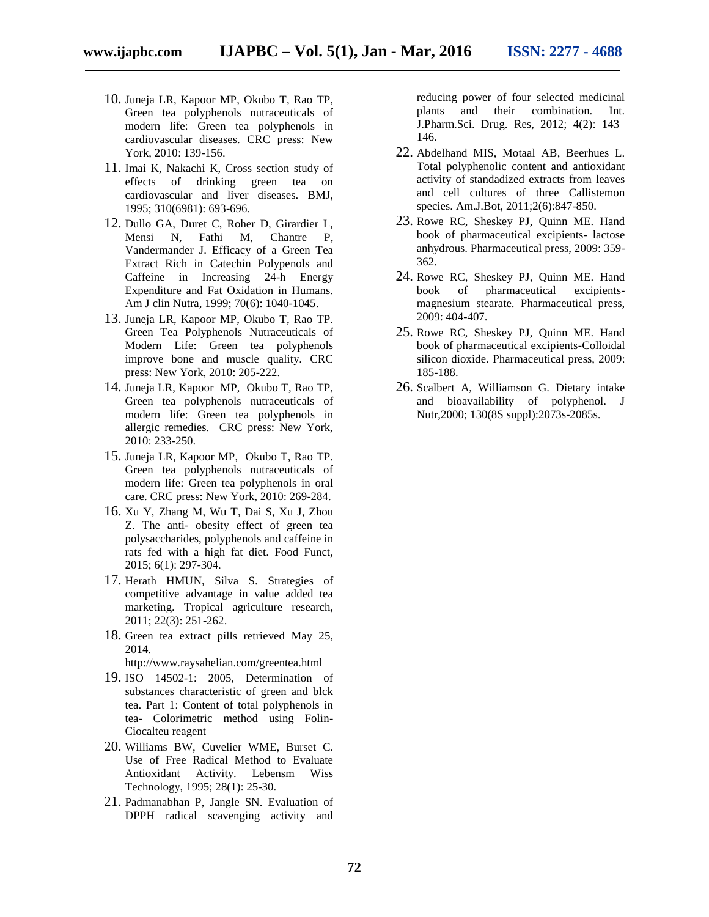10. Juneja LR, Kapoor MP, Okubo T, Rao TP, Green tea polyphenols nutraceuticals of modern life: Green tea polyphenols in cardiovascular diseases. CRC press: New York, 2010: 139-156.
11. Imai K, Nakachi K, Cross section study of effects of drinking green tea on cardiovascular and liver diseases. BMJ, 1995; 310(6981): 693-696.
12. Dullo GA, Duret C, Roher D, Girardier L, Mensi N, Fathi M, Chantre P, Vandermander J. Efficacy of a Green Tea Extract Rich in Catechin Polypenols and Caffeine in Increasing 24-h Energy Expenditure and Fat Oxidation in Humans. Am J clin Nutra, 1999; 70(6): 1040-1045.
13. Juneja LR, Kapoor MP, Okubo T, Rao TP. Green Tea Polyphenols Nutraceuticals of Modern Life: Green tea polyphenols improve bone and muscle quality. CRC press: New York, 2010: 205-222.
14. Juneja LR, Kapoor MP, Okubo T, Rao TP, Green tea polyphenols nutraceuticals of modern life: Green tea polyphenols in allergic remedies. CRC press: New York, 2010: 233-250.
15. Juneja LR, Kapoor MP, Okubo T, Rao TP. Green tea polyphenols nutraceuticals of modern life: Green tea polyphenols in oral care. CRC press: New York, 2010: 269-284.
16. Xu Y, Zhang M, Wu T, Dai S, Xu J, Zhou Z. The anti- obesity effect of green tea polysaccharides, polyphenols and caffeine in rats fed with a high fat diet. Food Funct, 2015; 6(1): 297-304.
17. Herath HMUN, Silva S. Strategies of competitive advantage in value added tea marketing. Tropical agriculture research, 2011; 22(3): 251-262.
18. Green tea extract pills retrieved May 25, 2014. http://www.raysahelian.com/greentea.html
19. ISO 14502-1: 2005, Determination of substances characteristic of green and blck tea. Part 1: Content of total polyphenols in tea- Colorimetric method using Folin-Ciocalteu reagent
20. Williams BW, Cuvelier WME, Burset C. Use of Free Radical Method to Evaluate Antioxidant Activity. Lebensm Wiss Technology, 1995; 28(1): 25-30.
21. Padmanabhan P, Jangle SN. Evaluation of DPPH radical scavenging activity and reducing power of four selected medicinal plants and their combination. Int. J.Pharm.Sci. Drug. Res, 2012; 4(2): 143–146.
22. Abdelhand MIS, Motaal AB, Beerhues L. Total polyphenolic content and antioxidant activity of standadized extracts from leaves and cell cultures of three Callistemon species. Am.J.Bot, 2011;2(6):847-850.
23. Rowe RC, Sheskey PJ, Quinn ME. Hand book of pharmaceutical excipients- lactose anhydrous. Pharmaceutical press, 2009: 359-362.
24. Rowe RC, Sheskey PJ, Quinn ME. Hand book of pharmaceutical excipients-magnesium stearate. Pharmaceutical press, 2009: 404-407.
25. Rowe RC, Sheskey PJ, Quinn ME. Hand book of pharmaceutical excipients-Colloidal silicon dioxide. Pharmaceutical press, 2009: 185-188.
26. Scalbert A, Williamson G. Dietary intake and bioavailability of polyphenol. J Nutr,2000; 130(8S suppl):2073s-2085s.